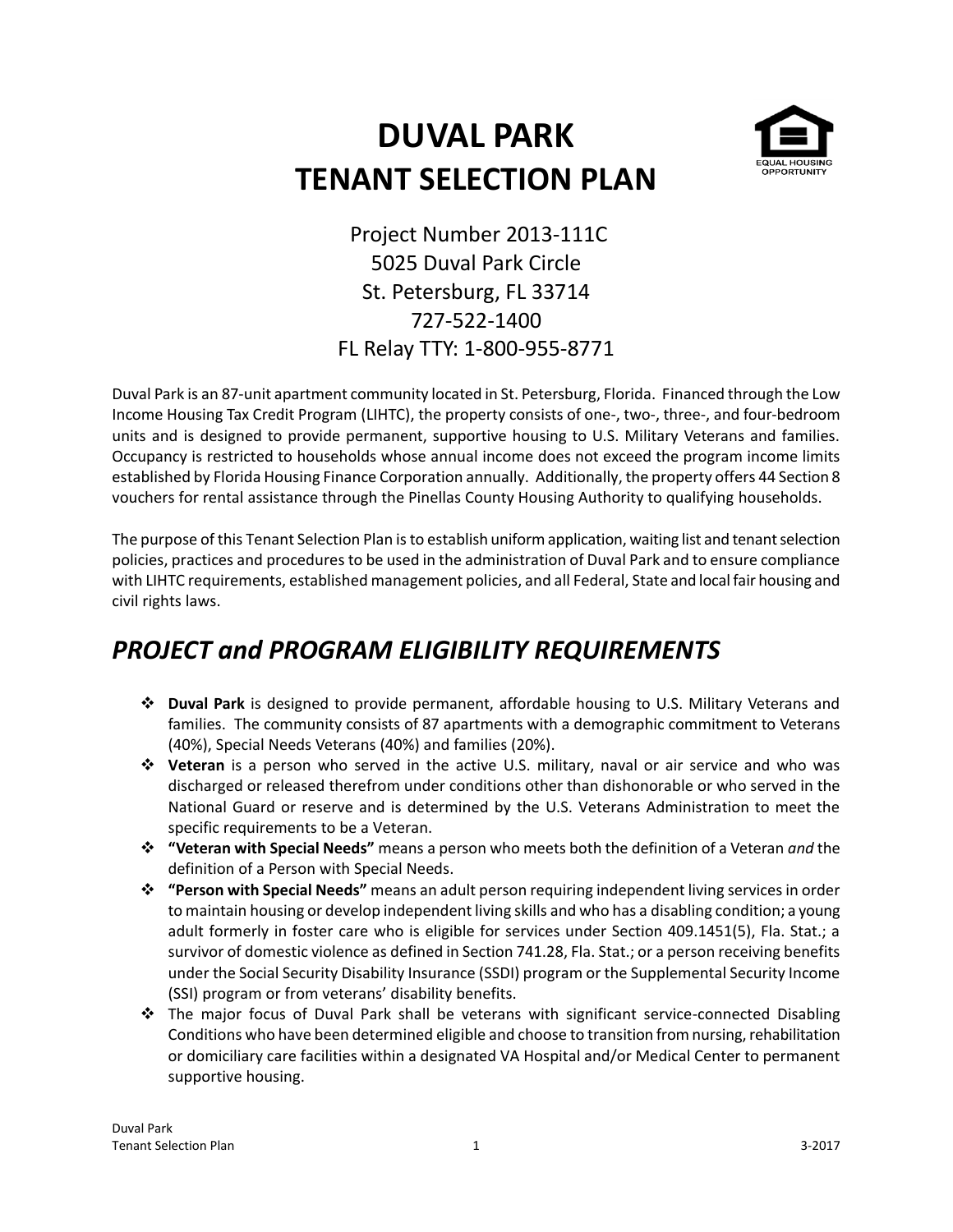# DUVAL PARK
# TENANT SELECTION PLAN

Project Number 2013-111C
5025 Duval Park Circle
St. Petersburg, FL 33714
727-522-1400
FL Relay TTY: 1-800-955-8771

Duval Park is an 87-unit apartment community located in St. Petersburg, Florida. Financed through the Low Income Housing Tax Credit Program (LIHTC), the property consists of one-, two-, three-, and four-bedroom units and is designed to provide permanent, supportive housing to U.S. Military Veterans and families. Occupancy is restricted to households whose annual income does not exceed the program income limits established by Florida Housing Finance Corporation annually. Additionally, the property offers 44 Section 8 vouchers for rental assistance through the Pinellas County Housing Authority to qualifying households.

The purpose of this Tenant Selection Plan is to establish uniform application, waiting list and tenant selection policies, practices and procedures to be used in the administration of Duval Park and to ensure compliance with LIHTC requirements, established management policies, and all Federal, State and local fair housing and civil rights laws.

## *PROJECT and PROGRAM ELIGIBILITY REQUIREMENTS*

- **Duval Park** is designed to provide permanent, affordable housing to U.S. Military Veterans and families. The community consists of 87 apartments with a demographic commitment to Veterans (40%), Special Needs Veterans (40%) and families (20%).
- **Veteran** is a person who served in the active U.S. military, naval or air service and who was discharged or released therefrom under conditions other than dishonorable or who served in the National Guard or reserve and is determined by the U.S. Veterans Administration to meet the specific requirements to be a Veteran.
- **"Veteran with Special Needs"** means a person who meets both the definition of a Veteran *and* the definition of a Person with Special Needs.
- **"Person with Special Needs"** means an adult person requiring independent living services in order to maintain housing or develop independent living skills and who has a disabling condition; a young adult formerly in foster care who is eligible for services under Section 409.1451(5), Fla. Stat.; a survivor of domestic violence as defined in Section 741.28, Fla. Stat.; or a person receiving benefits under the Social Security Disability Insurance (SSDI) program or the Supplemental Security Income (SSI) program or from veterans' disability benefits.
- The major focus of Duval Park shall be veterans with significant service-connected Disabling Conditions who have been determined eligible and choose to transition from nursing, rehabilitation or domiciliary care facilities within a designated VA Hospital and/or Medical Center to permanent supportive housing.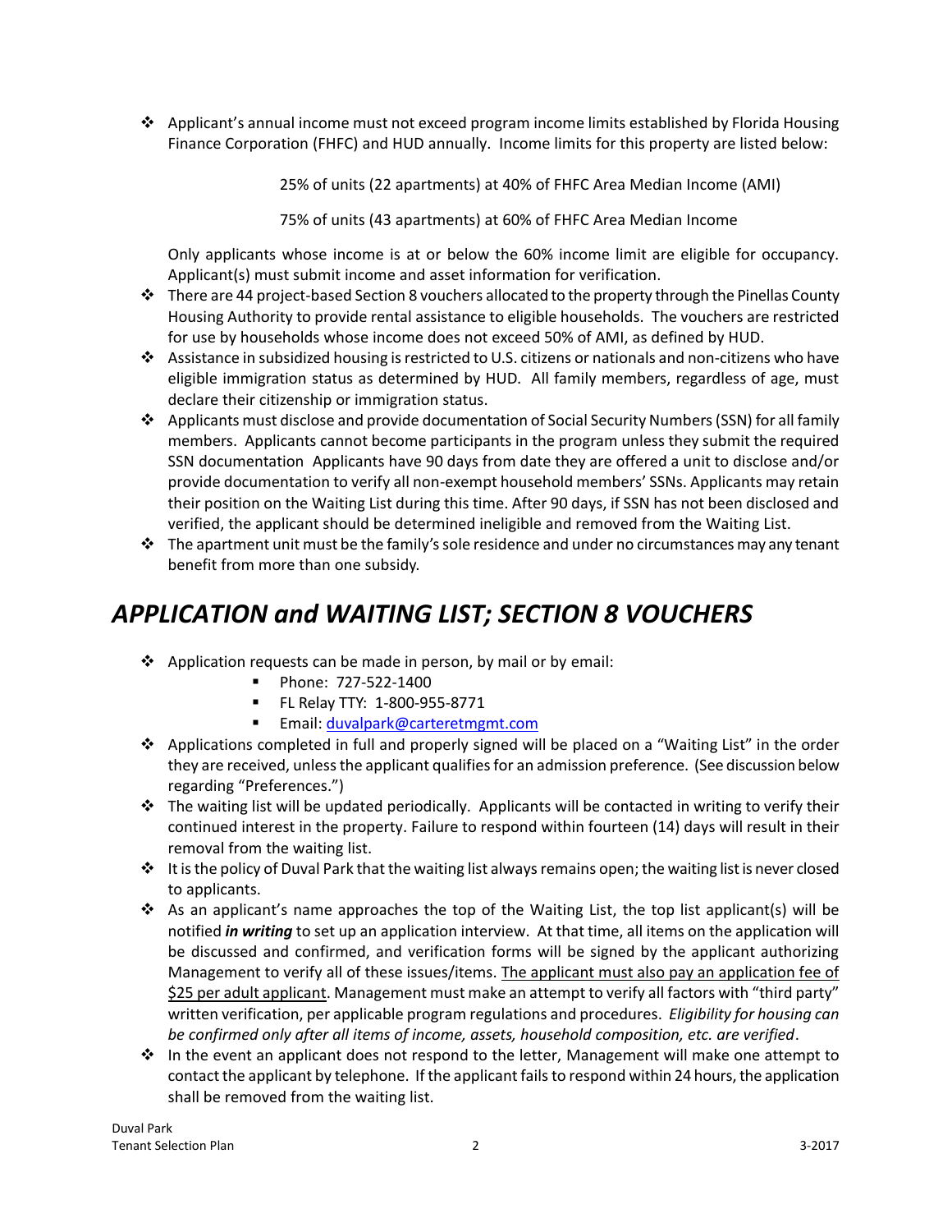- Applicant's annual income must not exceed program income limits established by Florida Housing Finance Corporation (FHFC) and HUD annually. Income limits for this property are listed below:

  25% of units (22 apartments) at 40% of FHFC Area Median Income (AMI)

  75% of units (43 apartments) at 60% of FHFC Area Median Income

  Only applicants whose income is at or below the 60% income limit are eligible for occupancy. Applicant(s) must submit income and asset information for verification.
- There are 44 project-based Section 8 vouchers allocated to the property through the Pinellas County Housing Authority to provide rental assistance to eligible households. The vouchers are restricted for use by households whose income does not exceed 50% of AMI, as defined by HUD.
- Assistance in subsidized housing is restricted to U.S. citizens or nationals and non-citizens who have eligible immigration status as determined by HUD. All family members, regardless of age, must declare their citizenship or immigration status.
- Applicants must disclose and provide documentation of Social Security Numbers (SSN) for all family members. Applicants cannot become participants in the program unless they submit the required SSN documentation Applicants have 90 days from date they are offered a unit to disclose and/or provide documentation to verify all non-exempt household members' SSNs. Applicants may retain their position on the Waiting List during this time. After 90 days, if SSN has not been disclosed and verified, the applicant should be determined ineligible and removed from the Waiting List.
- The apartment unit must be the family's sole residence and under no circumstances may any tenant benefit from more than one subsidy.

# *APPLICATION and WAITING LIST; SECTION 8 VOUCHERS*

- Application requests can be made in person, by mail or by email:
  - Phone: 727-522-1400
  - FL Relay TTY: 1-800-955-8771
  - Email: duvalpark@carteretmgmt.com
- Applications completed in full and properly signed will be placed on a "Waiting List" in the order they are received, unless the applicant qualifies for an admission preference. (See discussion below regarding "Preferences.")
- The waiting list will be updated periodically. Applicants will be contacted in writing to verify their continued interest in the property. Failure to respond within fourteen (14) days will result in their removal from the waiting list.
- It is the policy of Duval Park that the waiting list always remains open; the waiting list is never closed to applicants.
- As an applicant's name approaches the top of the Waiting List, the top list applicant(s) will be notified ***in writing*** to set up an application interview. At that time, all items on the application will be discussed and confirmed, and verification forms will be signed by the applicant authorizing Management to verify all of these issues/items. <u>The applicant must also pay an application fee of $25 per adult applicant</u>. Management must make an attempt to verify all factors with "third party" written verification, per applicable program regulations and procedures. *Eligibility for housing can be confirmed only after all items of income, assets, household composition, etc. are verified*.
- In the event an applicant does not respond to the letter, Management will make one attempt to contact the applicant by telephone. If the applicant fails to respond within 24 hours, the application shall be removed from the waiting list.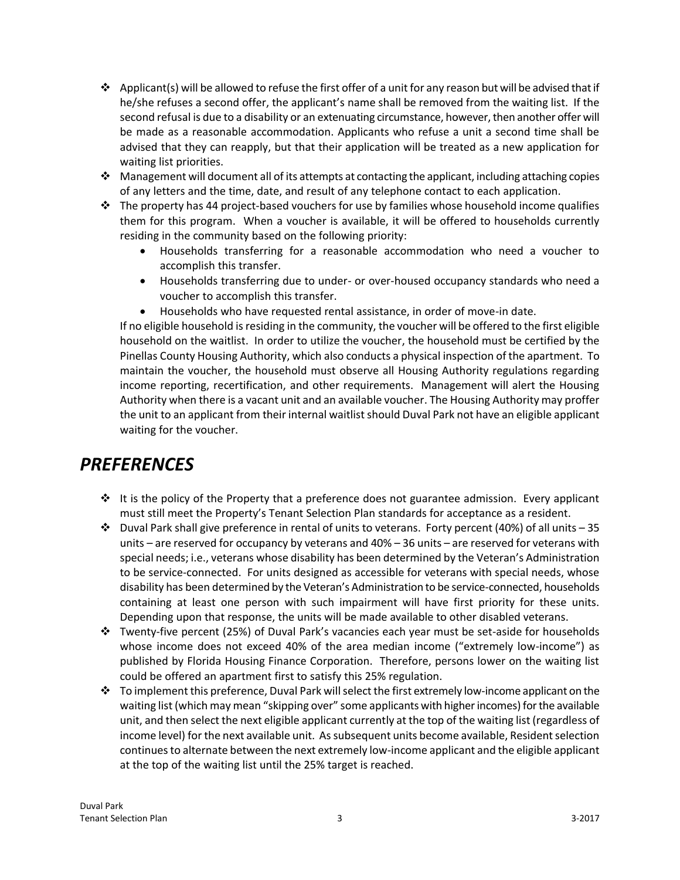- Applicant(s) will be allowed to refuse the first offer of a unit for any reason but will be advised that if he/she refuses a second offer, the applicant's name shall be removed from the waiting list. If the second refusal is due to a disability or an extenuating circumstance, however, then another offer will be made as a reasonable accommodation. Applicants who refuse a unit a second time shall be advised that they can reapply, but that their application will be treated as a new application for waiting list priorities.
- Management will document all of its attempts at contacting the applicant, including attaching copies of any letters and the time, date, and result of any telephone contact to each application.
- The property has 44 project-based vouchers for use by families whose household income qualifies them for this program. When a voucher is available, it will be offered to households currently residing in the community based on the following priority:
  - Households transferring for a reasonable accommodation who need a voucher to accomplish this transfer.
  - Households transferring due to under- or over-housed occupancy standards who need a voucher to accomplish this transfer.
  - Households who have requested rental assistance, in order of move-in date.

  If no eligible household is residing in the community, the voucher will be offered to the first eligible household on the waitlist. In order to utilize the voucher, the household must be certified by the Pinellas County Housing Authority, which also conducts a physical inspection of the apartment. To maintain the voucher, the household must observe all Housing Authority regulations regarding income reporting, recertification, and other requirements. Management will alert the Housing Authority when there is a vacant unit and an available voucher. The Housing Authority may proffer the unit to an applicant from their internal waitlist should Duval Park not have an eligible applicant waiting for the voucher.

# *PREFERENCES*

- It is the policy of the Property that a preference does not guarantee admission. Every applicant must still meet the Property's Tenant Selection Plan standards for acceptance as a resident.
- Duval Park shall give preference in rental of units to veterans. Forty percent (40%) of all units – 35 units – are reserved for occupancy by veterans and 40% – 36 units – are reserved for veterans with special needs; i.e., veterans whose disability has been determined by the Veteran's Administration to be service-connected. For units designed as accessible for veterans with special needs, whose disability has been determined by the Veteran's Administration to be service-connected, households containing at least one person with such impairment will have first priority for these units. Depending upon that response, the units will be made available to other disabled veterans.
- Twenty-five percent (25%) of Duval Park's vacancies each year must be set-aside for households whose income does not exceed 40% of the area median income ("extremely low-income") as published by Florida Housing Finance Corporation. Therefore, persons lower on the waiting list could be offered an apartment first to satisfy this 25% regulation.
- To implement this preference, Duval Park will select the first extremely low-income applicant on the waiting list (which may mean "skipping over" some applicants with higher incomes) for the available unit, and then select the next eligible applicant currently at the top of the waiting list (regardless of income level) for the next available unit. As subsequent units become available, Resident selection continues to alternate between the next extremely low-income applicant and the eligible applicant at the top of the waiting list until the 25% target is reached.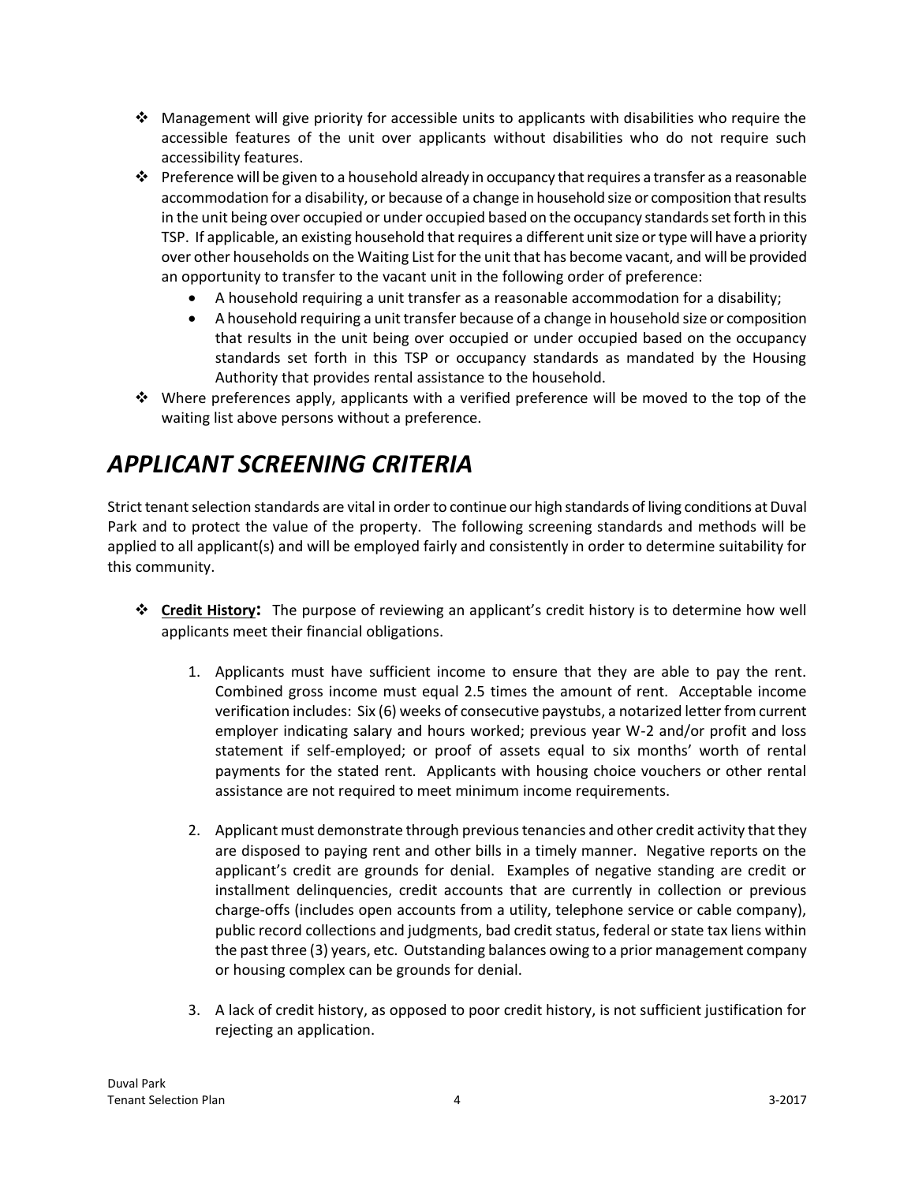- Management will give priority for accessible units to applicants with disabilities who require the accessible features of the unit over applicants without disabilities who do not require such accessibility features.
- Preference will be given to a household already in occupancy that requires a transfer as a reasonable accommodation for a disability, or because of a change in household size or composition that results in the unit being over occupied or under occupied based on the occupancy standards set forth in this TSP. If applicable, an existing household that requires a different unit size or type will have a priority over other households on the Waiting List for the unit that has become vacant, and will be provided an opportunity to transfer to the vacant unit in the following order of preference:
  - A household requiring a unit transfer as a reasonable accommodation for a disability;
  - A household requiring a unit transfer because of a change in household size or composition that results in the unit being over occupied or under occupied based on the occupancy standards set forth in this TSP or occupancy standards as mandated by the Housing Authority that provides rental assistance to the household.
- Where preferences apply, applicants with a verified preference will be moved to the top of the waiting list above persons without a preference.

# *APPLICANT SCREENING CRITERIA*

Strict tenant selection standards are vital in order to continue our high standards of living conditions at Duval Park and to protect the value of the property. The following screening standards and methods will be applied to all applicant(s) and will be employed fairly and consistently in order to determine suitability for this community.

- **Credit History:** The purpose of reviewing an applicant's credit history is to determine how well applicants meet their financial obligations.

  1. Applicants must have sufficient income to ensure that they are able to pay the rent. Combined gross income must equal 2.5 times the amount of rent. Acceptable income verification includes: Six (6) weeks of consecutive paystubs, a notarized letter from current employer indicating salary and hours worked; previous year W-2 and/or profit and loss statement if self-employed; or proof of assets equal to six months' worth of rental payments for the stated rent. Applicants with housing choice vouchers or other rental assistance are not required to meet minimum income requirements.

  2. Applicant must demonstrate through previous tenancies and other credit activity that they are disposed to paying rent and other bills in a timely manner. Negative reports on the applicant's credit are grounds for denial. Examples of negative standing are credit or installment delinquencies, credit accounts that are currently in collection or previous charge-offs (includes open accounts from a utility, telephone service or cable company), public record collections and judgments, bad credit status, federal or state tax liens within the past three (3) years, etc. Outstanding balances owing to a prior management company or housing complex can be grounds for denial.

  3. A lack of credit history, as opposed to poor credit history, is not sufficient justification for rejecting an application.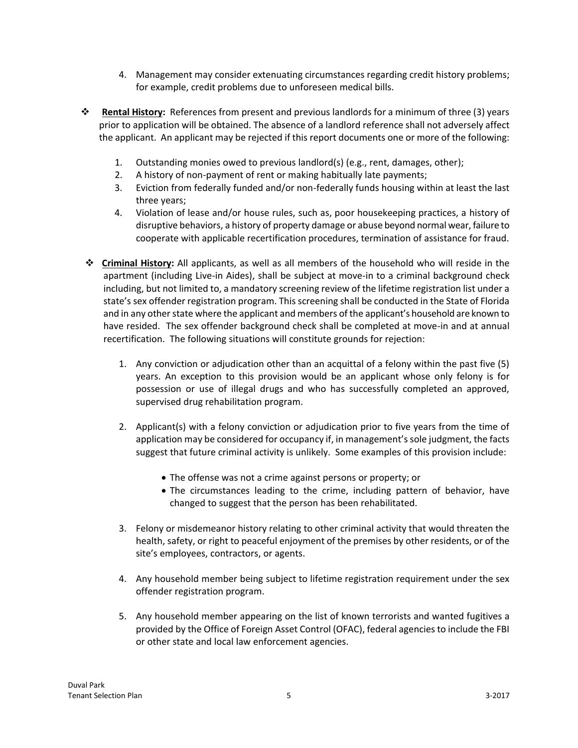4. Management may consider extenuating circumstances regarding credit history problems; for example, credit problems due to unforeseen medical bills.

- **Rental History:** References from present and previous landlords for a minimum of three (3) years prior to application will be obtained. The absence of a landlord reference shall not adversely affect the applicant. An applicant may be rejected if this report documents one or more of the following:

  1. Outstanding monies owed to previous landlord(s) (e.g., rent, damages, other);
  2. A history of non-payment of rent or making habitually late payments;
  3. Eviction from federally funded and/or non-federally funds housing within at least the last three years;
  4. Violation of lease and/or house rules, such as, poor housekeeping practices, a history of disruptive behaviors, a history of property damage or abuse beyond normal wear, failure to cooperate with applicable recertification procedures, termination of assistance for fraud.

- **Criminal History:** All applicants, as well as all members of the household who will reside in the apartment (including Live-in Aides), shall be subject at move-in to a criminal background check including, but not limited to, a mandatory screening review of the lifetime registration list under a state's sex offender registration program. This screening shall be conducted in the State of Florida and in any other state where the applicant and members of the applicant's household are known to have resided. The sex offender background check shall be completed at move-in and at annual recertification. The following situations will constitute grounds for rejection:

  1. Any conviction or adjudication other than an acquittal of a felony within the past five (5) years. An exception to this provision would be an applicant whose only felony is for possession or use of illegal drugs and who has successfully completed an approved, supervised drug rehabilitation program.

  2. Applicant(s) with a felony conviction or adjudication prior to five years from the time of application may be considered for occupancy if, in management's sole judgment, the facts suggest that future criminal activity is unlikely. Some examples of this provision include:

     - The offense was not a crime against persons or property; or
     - The circumstances leading to the crime, including pattern of behavior, have changed to suggest that the person has been rehabilitated.

  3. Felony or misdemeanor history relating to other criminal activity that would threaten the health, safety, or right to peaceful enjoyment of the premises by other residents, or of the site's employees, contractors, or agents.

  4. Any household member being subject to lifetime registration requirement under the sex offender registration program.

  5. Any household member appearing on the list of known terrorists and wanted fugitives a provided by the Office of Foreign Asset Control (OFAC), federal agencies to include the FBI or other state and local law enforcement agencies.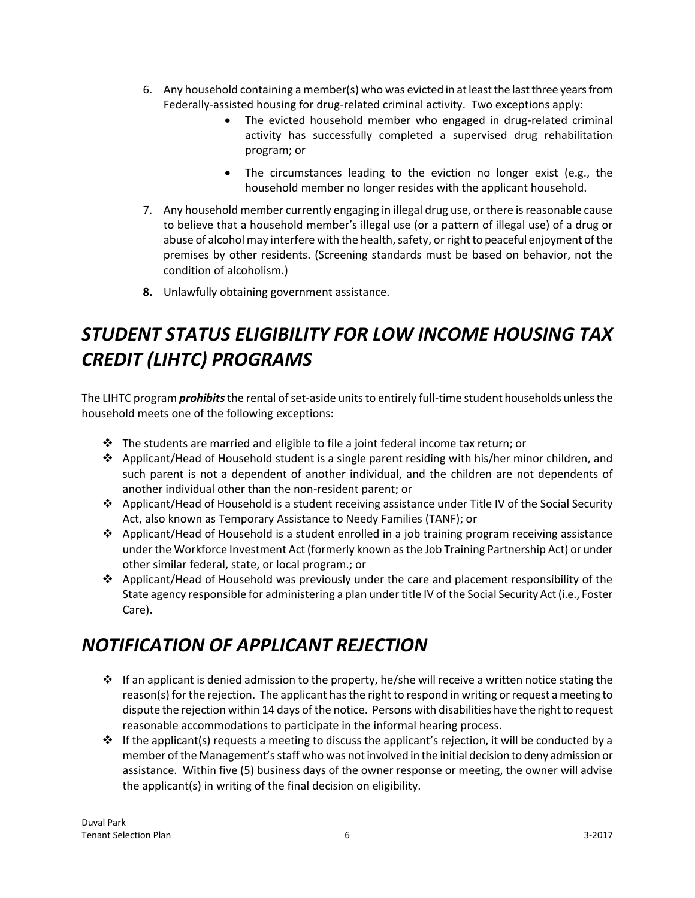6. Any household containing a member(s) who was evicted in at least the last three years from Federally-assisted housing for drug-related criminal activity. Two exceptions apply:
   - The evicted household member who engaged in drug-related criminal activity has successfully completed a supervised drug rehabilitation program; or
   - The circumstances leading to the eviction no longer exist (e.g., the household member no longer resides with the applicant household.
7. Any household member currently engaging in illegal drug use, or there is reasonable cause to believe that a household member's illegal use (or a pattern of illegal use) of a drug or abuse of alcohol may interfere with the health, safety, or right to peaceful enjoyment of the premises by other residents. (Screening standards must be based on behavior, not the condition of alcoholism.)
8. Unlawfully obtaining government assistance.

# *STUDENT STATUS ELIGIBILITY FOR LOW INCOME HOUSING TAX CREDIT (LIHTC) PROGRAMS*

The LIHTC program ***prohibits*** the rental of set-aside units to entirely full-time student households unless the household meets one of the following exceptions:

- The students are married and eligible to file a joint federal income tax return; or
- Applicant/Head of Household student is a single parent residing with his/her minor children, and such parent is not a dependent of another individual, and the children are not dependents of another individual other than the non-resident parent; or
- Applicant/Head of Household is a student receiving assistance under Title IV of the Social Security Act, also known as Temporary Assistance to Needy Families (TANF); or
- Applicant/Head of Household is a student enrolled in a job training program receiving assistance under the Workforce Investment Act (formerly known as the Job Training Partnership Act) or under other similar federal, state, or local program.; or
- Applicant/Head of Household was previously under the care and placement responsibility of the State agency responsible for administering a plan under title IV of the Social Security Act (i.e., Foster Care).

# *NOTIFICATION OF APPLICANT REJECTION*

- If an applicant is denied admission to the property, he/she will receive a written notice stating the reason(s) for the rejection. The applicant has the right to respond in writing or request a meeting to dispute the rejection within 14 days of the notice. Persons with disabilities have the right to request reasonable accommodations to participate in the informal hearing process.
- If the applicant(s) requests a meeting to discuss the applicant's rejection, it will be conducted by a member of the Management's staff who was not involved in the initial decision to deny admission or assistance. Within five (5) business days of the owner response or meeting, the owner will advise the applicant(s) in writing of the final decision on eligibility.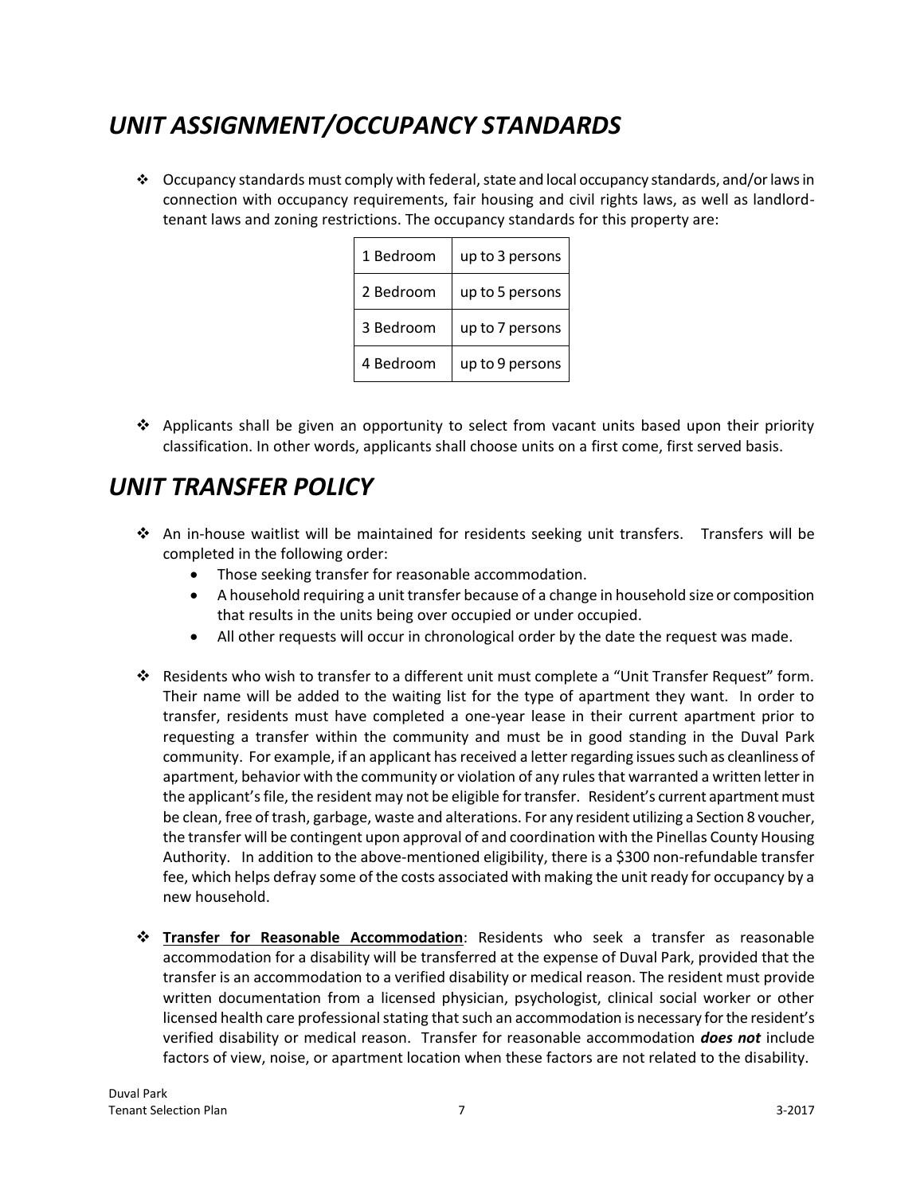# *UNIT ASSIGNMENT/OCCUPANCY STANDARDS*

- Occupancy standards must comply with federal, state and local occupancy standards, and/or laws in connection with occupancy requirements, fair housing and civil rights laws, as well as landlord-tenant laws and zoning restrictions. The occupancy standards for this property are:

| 1 Bedroom | up to 3 persons |
|---|---|
| 2 Bedroom | up to 5 persons |
| 3 Bedroom | up to 7 persons |
| 4 Bedroom | up to 9 persons |

- Applicants shall be given an opportunity to select from vacant units based upon their priority classification. In other words, applicants shall choose units on a first come, first served basis.

# *UNIT TRANSFER POLICY*

- An in-house waitlist will be maintained for residents seeking unit transfers. Transfers will be completed in the following order:
  - Those seeking transfer for reasonable accommodation.
  - A household requiring a unit transfer because of a change in household size or composition that results in the units being over occupied or under occupied.
  - All other requests will occur in chronological order by the date the request was made.

- Residents who wish to transfer to a different unit must complete a "Unit Transfer Request" form. Their name will be added to the waiting list for the type of apartment they want. In order to transfer, residents must have completed a one-year lease in their current apartment prior to requesting a transfer within the community and must be in good standing in the Duval Park community. For example, if an applicant has received a letter regarding issues such as cleanliness of apartment, behavior with the community or violation of any rules that warranted a written letter in the applicant's file, the resident may not be eligible for transfer. Resident's current apartment must be clean, free of trash, garbage, waste and alterations. For any resident utilizing a Section 8 voucher, the transfer will be contingent upon approval of and coordination with the Pinellas County Housing Authority. In addition to the above-mentioned eligibility, there is a $300 non-refundable transfer fee, which helps defray some of the costs associated with making the unit ready for occupancy by a new household.

- **<u>Transfer for Reasonable Accommodation</u>**: Residents who seek a transfer as reasonable accommodation for a disability will be transferred at the expense of Duval Park, provided that the transfer is an accommodation to a verified disability or medical reason. The resident must provide written documentation from a licensed physician, psychologist, clinical social worker or other licensed health care professional stating that such an accommodation is necessary for the resident's verified disability or medical reason. Transfer for reasonable accommodation ***does not*** include factors of view, noise, or apartment location when these factors are not related to the disability.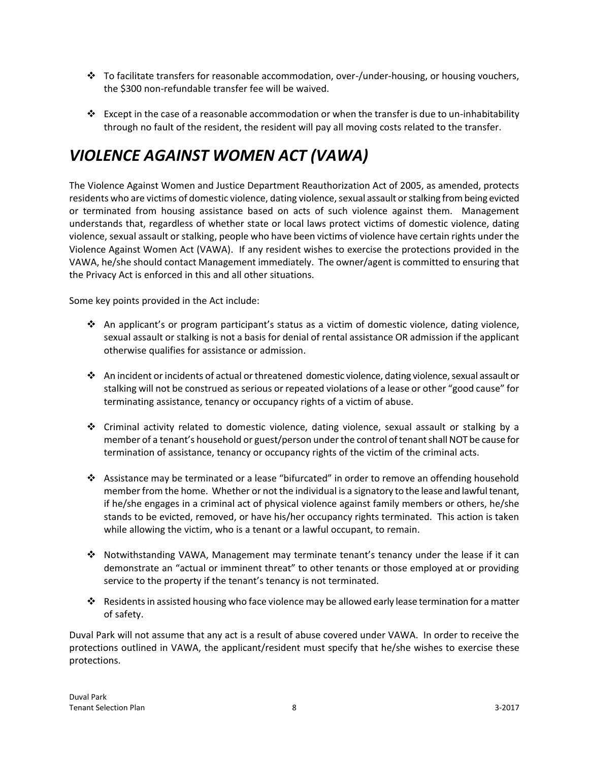- To facilitate transfers for reasonable accommodation, over-/under-housing, or housing vouchers, the $300 non-refundable transfer fee will be waived.

- Except in the case of a reasonable accommodation or when the transfer is due to un-inhabitability through no fault of the resident, the resident will pay all moving costs related to the transfer.

# *VIOLENCE AGAINST WOMEN ACT (VAWA)*

The Violence Against Women and Justice Department Reauthorization Act of 2005, as amended, protects residents who are victims of domestic violence, dating violence, sexual assault or stalking from being evicted or terminated from housing assistance based on acts of such violence against them. Management understands that, regardless of whether state or local laws protect victims of domestic violence, dating violence, sexual assault or stalking, people who have been victims of violence have certain rights under the Violence Against Women Act (VAWA). If any resident wishes to exercise the protections provided in the VAWA, he/she should contact Management immediately. The owner/agent is committed to ensuring that the Privacy Act is enforced in this and all other situations.

Some key points provided in the Act include:

- An applicant's or program participant's status as a victim of domestic violence, dating violence, sexual assault or stalking is not a basis for denial of rental assistance OR admission if the applicant otherwise qualifies for assistance or admission.

- An incident or incidents of actual or threatened domestic violence, dating violence, sexual assault or stalking will not be construed as serious or repeated violations of a lease or other "good cause" for terminating assistance, tenancy or occupancy rights of a victim of abuse.

- Criminal activity related to domestic violence, dating violence, sexual assault or stalking by a member of a tenant's household or guest/person under the control of tenant shall NOT be cause for termination of assistance, tenancy or occupancy rights of the victim of the criminal acts.

- Assistance may be terminated or a lease "bifurcated" in order to remove an offending household member from the home. Whether or not the individual is a signatory to the lease and lawful tenant, if he/she engages in a criminal act of physical violence against family members or others, he/she stands to be evicted, removed, or have his/her occupancy rights terminated. This action is taken while allowing the victim, who is a tenant or a lawful occupant, to remain.

- Notwithstanding VAWA, Management may terminate tenant's tenancy under the lease if it can demonstrate an "actual or imminent threat" to other tenants or those employed at or providing service to the property if the tenant's tenancy is not terminated.

- Residents in assisted housing who face violence may be allowed early lease termination for a matter of safety.

Duval Park will not assume that any act is a result of abuse covered under VAWA. In order to receive the protections outlined in VAWA, the applicant/resident must specify that he/she wishes to exercise these protections.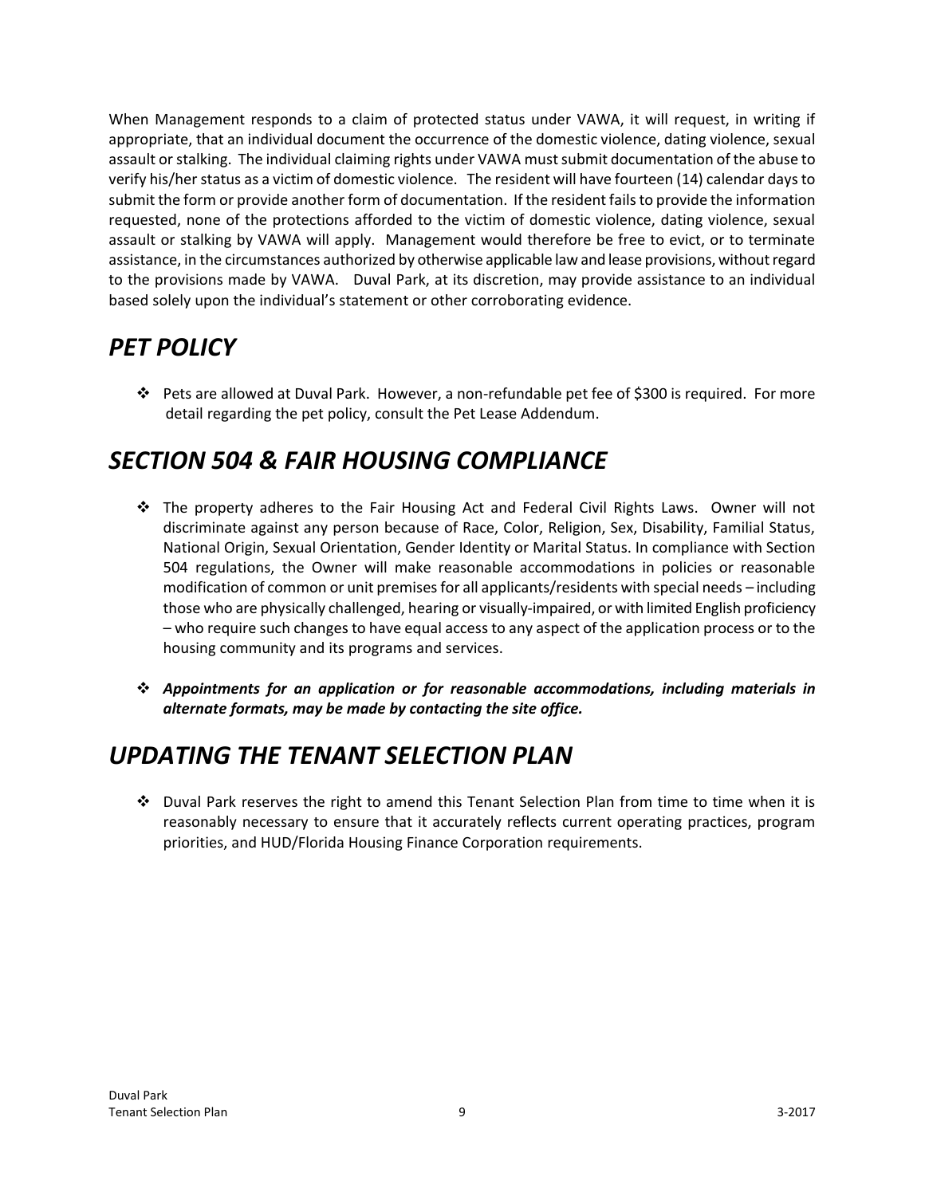When Management responds to a claim of protected status under VAWA, it will request, in writing if appropriate, that an individual document the occurrence of the domestic violence, dating violence, sexual assault or stalking. The individual claiming rights under VAWA must submit documentation of the abuse to verify his/her status as a victim of domestic violence. The resident will have fourteen (14) calendar days to submit the form or provide another form of documentation. If the resident fails to provide the information requested, none of the protections afforded to the victim of domestic violence, dating violence, sexual assault or stalking by VAWA will apply. Management would therefore be free to evict, or to terminate assistance, in the circumstances authorized by otherwise applicable law and lease provisions, without regard to the provisions made by VAWA. Duval Park, at its discretion, may provide assistance to an individual based solely upon the individual's statement or other corroborating evidence.

# *PET POLICY*

- Pets are allowed at Duval Park. However, a non-refundable pet fee of $300 is required. For more detail regarding the pet policy, consult the Pet Lease Addendum.

# *SECTION 504 & FAIR HOUSING COMPLIANCE*

- The property adheres to the Fair Housing Act and Federal Civil Rights Laws. Owner will not discriminate against any person because of Race, Color, Religion, Sex, Disability, Familial Status, National Origin, Sexual Orientation, Gender Identity or Marital Status. In compliance with Section 504 regulations, the Owner will make reasonable accommodations in policies or reasonable modification of common or unit premises for all applicants/residents with special needs – including those who are physically challenged, hearing or visually-impaired, or with limited English proficiency – who require such changes to have equal access to any aspect of the application process or to the housing community and its programs and services.

- ***Appointments for an application or for reasonable accommodations, including materials in alternate formats, may be made by contacting the site office.***

# *UPDATING THE TENANT SELECTION PLAN*

- Duval Park reserves the right to amend this Tenant Selection Plan from time to time when it is reasonably necessary to ensure that it accurately reflects current operating practices, program priorities, and HUD/Florida Housing Finance Corporation requirements.